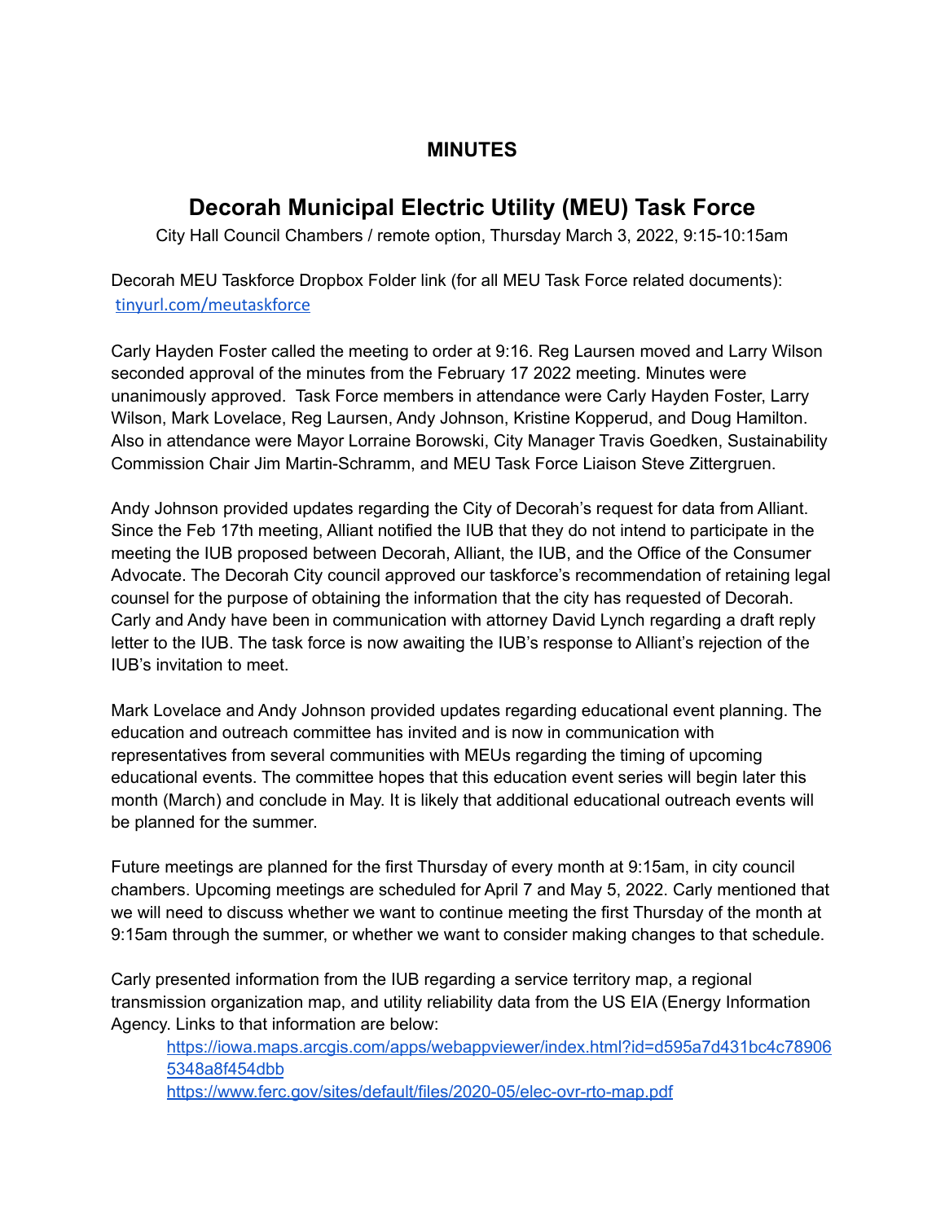## MINUTES

# Decorah Municipal Electric Utility (MEU) Task Force

City Hall Council Chambers / remote option, Thursday March 3, 2022, 9:15-10:15am

Decorah MEU Taskforce Dropbox Folder link (for all MEU Task Force related documents): [tinyurl.com/meutaskforce](tinyurl.com/meutaskforce)

Carly Hayden Foster called the meeting to order at 9:16. Reg Laursen moved and Larry Wilson seconded approval of the minutes from the February 17 2022 meeting. Minutes were unanimously approved. Task Force members in attendance were Carly Hayden Foster, Larry Wilson, Mark Lovelace, Reg Laursen, Andy Johnson, Kristine Kopperud, and Doug Hamilton. Also in attendance were Mayor Lorraine Borowski, City Manager Travis Goedken, Sustainability Commission Chair Jim Martin-Schramm, and MEU Task Force Liaison Steve Zittergruen.

Andy Johnson provided updates regarding the City of Decorah's request for data from Alliant. Since the Feb 17th meeting, Alliant notified the IUB that they do not intend to participate in the meeting the IUB proposed between Decorah, Alliant, the IUB, and the Office of the Consumer Advocate. The Decorah City council approved our taskforce's recommendation of retaining legal counsel for the purpose of obtaining the information that the city has requested of Decorah. Carly and Andy have been in communication with attorney David Lynch regarding a draft reply letter to the IUB. The task force is now awaiting the IUB's response to Alliant's rejection of the IUB's invitation to meet.

Mark Lovelace and Andy Johnson provided updates regarding educational event planning. The education and outreach committee has invited and is now in communication with representatives from several communities with MEUs regarding the timing of upcoming educational events. The committee hopes that this education event series will begin later this month (March) and conclude in May. It is likely that additional educational outreach events will be planned for the summer.

Future meetings are planned for the first Thursday of every month at 9:15am, in city council chambers. Upcoming meetings are scheduled for April 7 and May 5, 2022. Carly mentioned that we will need to discuss whether we want to continue meeting the first Thursday of the month at 9:15am through the summer, or whether we want to consider making changes to that schedule.

Carly presented information from the IUB regarding a service territory map, a regional transmission organization map, and utility reliability data from the US EIA (Energy Information Agency. Links to that information are below:

> https://iowa.maps.arcgis.com/apps/webappviewer/index.html?id=d595a7d431bc4c789065348a8f454dbb
> https://www.ferc.gov/sites/default/files/2020-05/elec-ovr-rto-map.pdf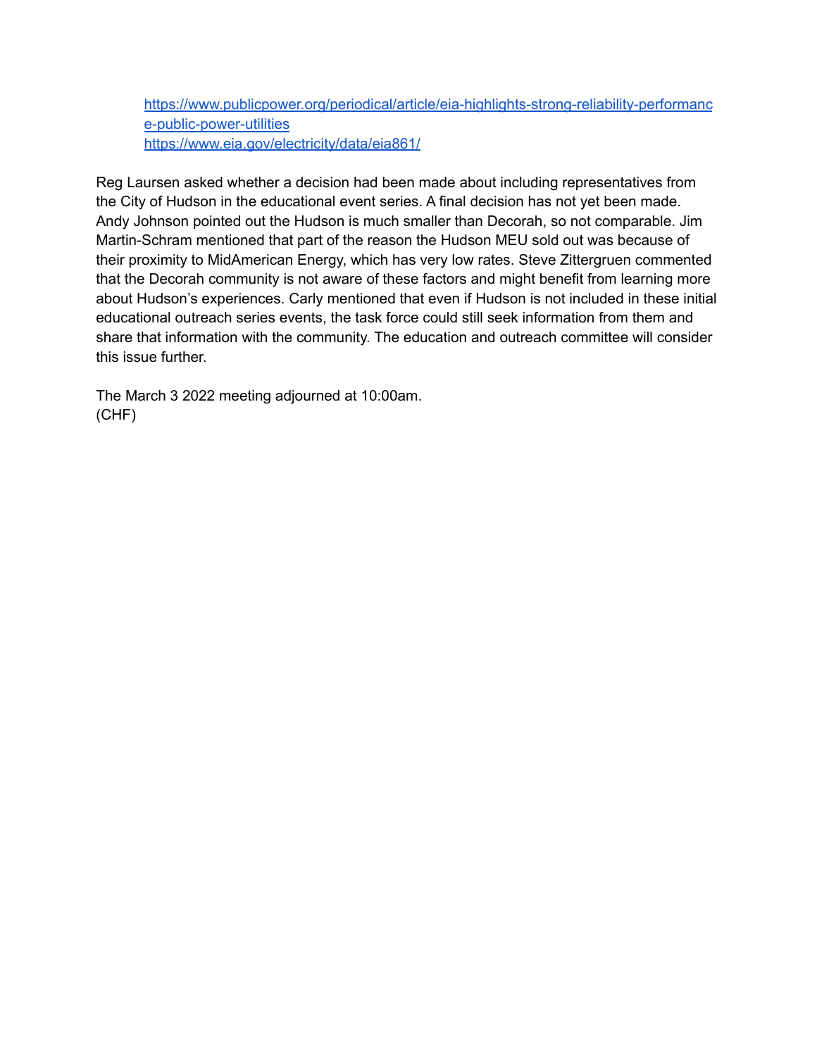[https://www.publicpower.org/periodical/article/eia-highlights-strong-reliability-performance-public-power-utilities](https://www.publicpower.org/periodical/article/eia-highlights-strong-reliability-performance-public-power-utilities)
[https://www.eia.gov/electricity/data/eia861/](https://www.eia.gov/electricity/data/eia861/)

Reg Laursen asked whether a decision had been made about including representatives from the City of Hudson in the educational event series. A final decision has not yet been made. Andy Johnson pointed out the Hudson is much smaller than Decorah, so not comparable. Jim Martin-Schram mentioned that part of the reason the Hudson MEU sold out was because of their proximity to MidAmerican Energy, which has very low rates. Steve Zittergruen commented that the Decorah community is not aware of these factors and might benefit from learning more about Hudson's experiences. Carly mentioned that even if Hudson is not included in these initial educational outreach series events, the task force could still seek information from them and share that information with the community. The education and outreach committee will consider this issue further.

The March 3 2022 meeting adjourned at 10:00am.
(CHF)